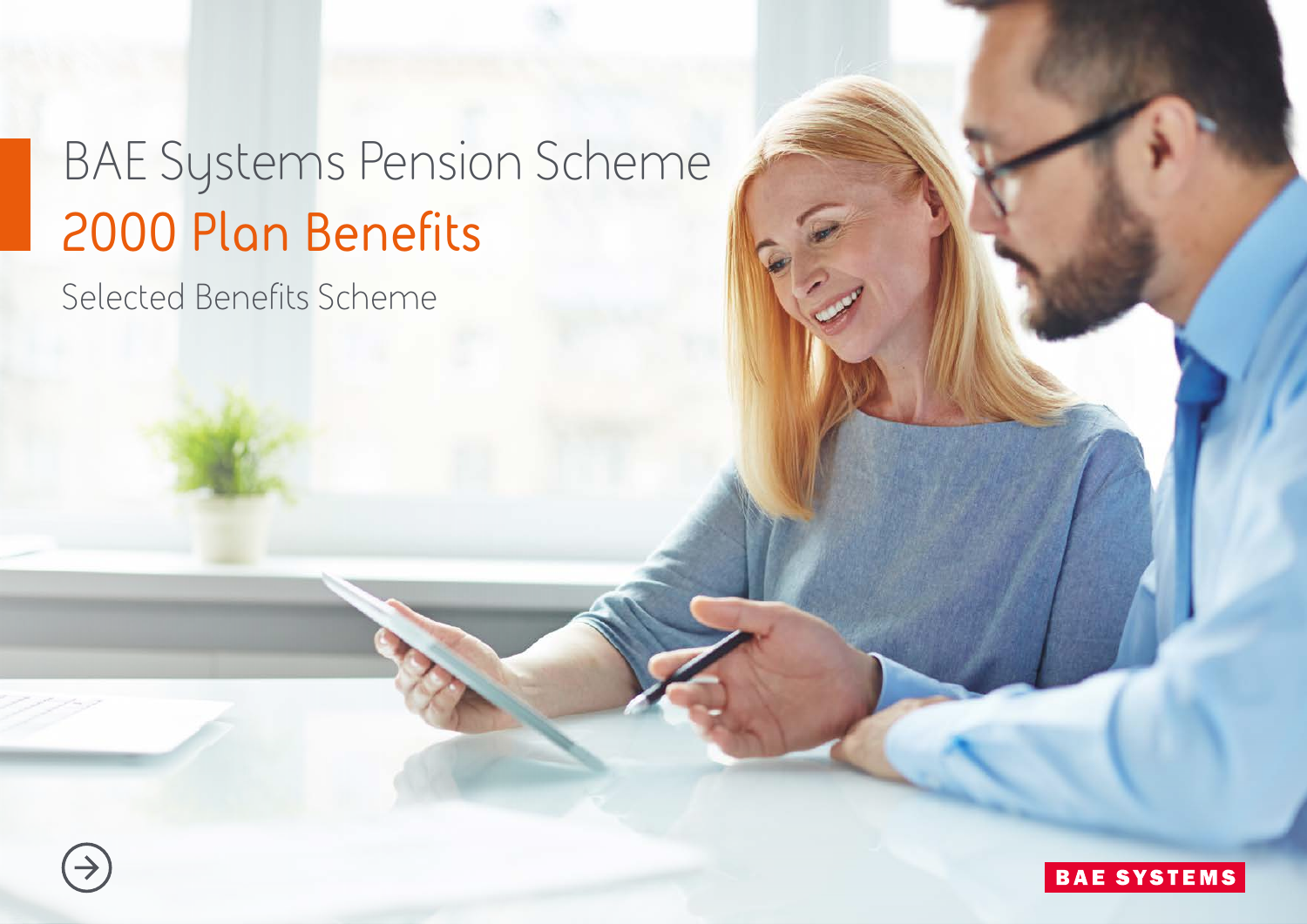# BAE Systems Pension Scheme

## 2000 Plan Benefits

Selected Benefits Scheme

BAE SYSTEMS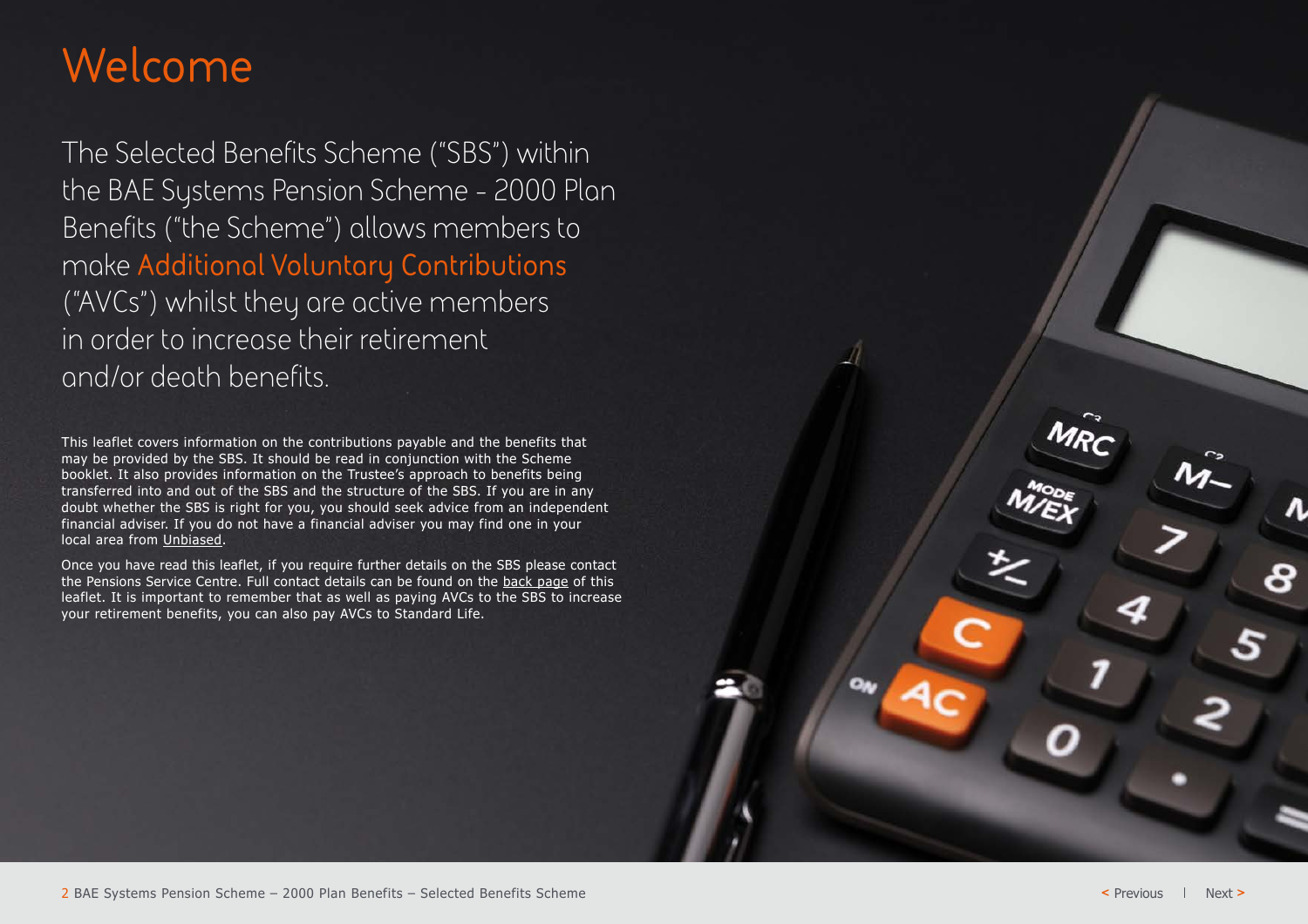# Welcome

The Selected Benefits Scheme ("SBS") within the BAE Systems Pension Scheme - 2000 Plan Benefits ("the Scheme") allows members to make Additional Voluntary Contributions ("AVCs") whilst they are active members in order to increase their retirement and/or death benefits.

This leaflet covers information on the contributions payable and the benefits that may be provided by the SBS. It should be read in conjunction with the Scheme booklet. It also provides information on the Trustee's approach to benefits being transferred into and out of the SBS and the structure of the SBS. If you are in any doubt whether the SBS is right for you, you should seek advice from an independent financial adviser. If you do not have a financial adviser you may find one in your local area from Unbiased.

Once you have read this leaflet, if you require further details on the SBS please contact the Pensions Service Centre. Full contact details can be found on the back page of this leaflet. It is important to remember that as well as paying AVCs to the SBS to increase your retirement benefits, you can also pay AVCs to Standard Life.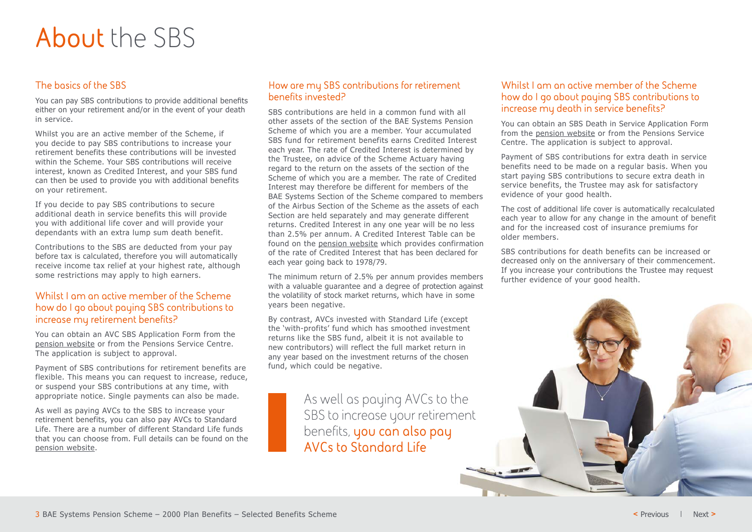# About the SBS

## The basics of the SBS

You can pay SBS contributions to provide additional benefits either on your retirement and/or in the event of your death in service.

Whilst you are an active member of the Scheme, if you decide to pay SBS contributions to increase your retirement benefits these contributions will be invested within the Scheme. Your SBS contributions will receive interest, known as Credited Interest, and your SBS fund can then be used to provide you with additional benefits on your retirement.

If you decide to pay SBS contributions to secure additional death in service benefits this will provide you with additional life cover and will provide your dependants with an extra lump sum death benefit.

Contributions to the SBS are deducted from your pay before tax is calculated, therefore you will automatically receive income tax relief at your highest rate, although some restrictions may apply to high earners.

## Whilst I am an active member of the Scheme how do I go about paying SBS contributions to increase my retirement benefits?

You can obtain an AVC SBS Application Form from the pension website or from the Pensions Service Centre. The application is subject to approval.

Payment of SBS contributions for retirement benefits are flexible. This means you can request to increase, reduce, or suspend your SBS contributions at any time, with appropriate notice. Single payments can also be made.

As well as paying AVCs to the SBS to increase your retirement benefits, you can also pay AVCs to Standard Life. There are a number of different Standard Life funds that you can choose from. Full details can be found on the pension website.

## How are my SBS contributions for retirement benefits invested?

SBS contributions are held in a common fund with all other assets of the section of the BAE Systems Pension Scheme of which you are a member. Your accumulated SBS fund for retirement benefits earns Credited Interest each year. The rate of Credited Interest is determined by the Trustee, on advice of the Scheme Actuary having regard to the return on the assets of the section of the Scheme of which you are a member. The rate of Credited Interest may therefore be different for members of the BAE Systems Section of the Scheme compared to members of the Airbus Section of the Scheme as the assets of each Section are held separately and may generate different returns. Credited Interest in any one year will be no less than 2.5% per annum. A Credited Interest Table can be found on the pension website which provides confirmation of the rate of Credited Interest that has been declared for each year going back to 1978/79.

The minimum return of 2.5% per annum provides members with a valuable guarantee and a degree of protection against the volatility of stock market returns, which have in some years been negative.

By contrast, AVCs invested with Standard Life (except the 'with-profits' fund which has smoothed investment returns like the SBS fund, albeit it is not available to new contributors) will reflect the full market return in any year based on the investment returns of the chosen fund, which could be negative.

> As well as paying AVCs to the SBS to increase your retirement benefits, **you can also pay AVCs to Standard Life**

## Whilst I am an active member of the Scheme how do I go about paying SBS contributions to increase my death in service benefits?

You can obtain an SBS Death in Service Application Form from the pension website or from the Pensions Service Centre. The application is subject to approval.

Payment of SBS contributions for extra death in service benefits need to be made on a regular basis. When you start paying SBS contributions to secure extra death in service benefits, the Trustee may ask for satisfactory evidence of your good health.

The cost of additional life cover is automatically recalculated each year to allow for any change in the amount of benefit and for the increased cost of insurance premiums for older members.

SBS contributions for death benefits can be increased or decreased only on the anniversary of their commencement. If you increase your contributions the Trustee may request further evidence of your good health.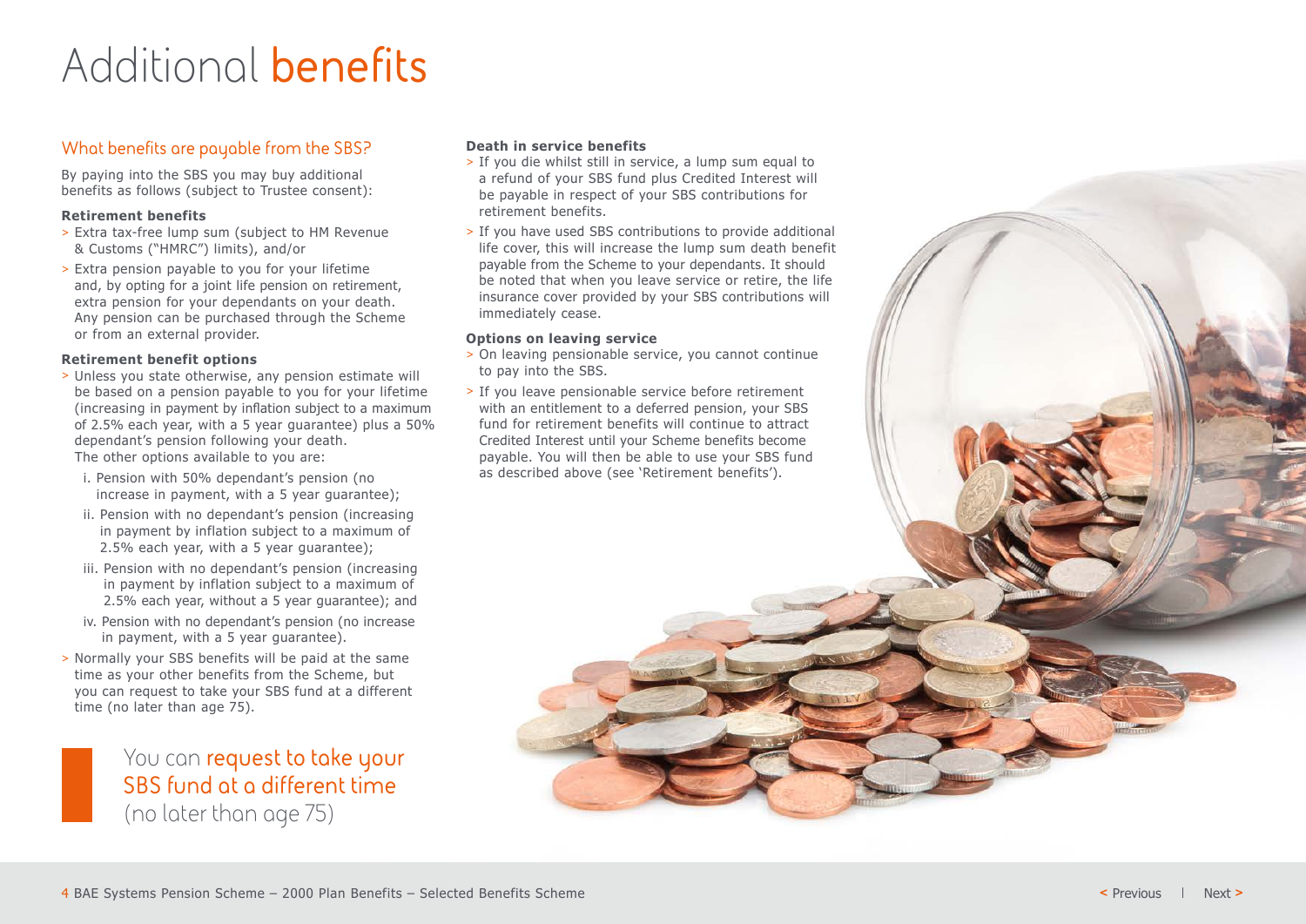# Additional **benefits**

## What benefits are payable from the SBS?

By paying into the SBS you may buy additional benefits as follows (subject to Trustee consent):

**Retirement benefits**

- Extra tax-free lump sum (subject to HM Revenue & Customs ("HMRC") limits), and/or
- Extra pension payable to you for your lifetime and, by opting for a joint life pension on retirement, extra pension for your dependants on your death. Any pension can be purchased through the Scheme or from an external provider.

**Retirement benefit options**

- Unless you state otherwise, any pension estimate will be based on a pension payable to you for your lifetime (increasing in payment by inflation subject to a maximum of 2.5% each year, with a 5 year guarantee) plus a 50% dependant's pension following your death.
  The other options available to you are:
  - i. Pension with 50% dependant's pension (no increase in payment, with a 5 year guarantee);
  - ii. Pension with no dependant's pension (increasing in payment by inflation subject to a maximum of 2.5% each year, with a 5 year guarantee);
  - iii. Pension with no dependant's pension (increasing in payment by inflation subject to a maximum of 2.5% each year, without a 5 year guarantee); and
  - iv. Pension with no dependant's pension (no increase in payment, with a 5 year guarantee).
- Normally your SBS benefits will be paid at the same time as your other benefits from the Scheme, but you can request to take your SBS fund at a different time (no later than age 75).

> You can **request to take your SBS fund at a different time** (no later than age 75)

**Death in service benefits**

- If you die whilst still in service, a lump sum equal to a refund of your SBS fund plus Credited Interest will be payable in respect of your SBS contributions for retirement benefits.
- If you have used SBS contributions to provide additional life cover, this will increase the lump sum death benefit payable from the Scheme to your dependants. It should be noted that when you leave service or retire, the life insurance cover provided by your SBS contributions will immediately cease.

**Options on leaving service**

- On leaving pensionable service, you cannot continue to pay into the SBS.
- If you leave pensionable service before retirement with an entitlement to a deferred pension, your SBS fund for retirement benefits will continue to attract Credited Interest until your Scheme benefits become payable. You will then be able to use your SBS fund as described above (see 'Retirement benefits').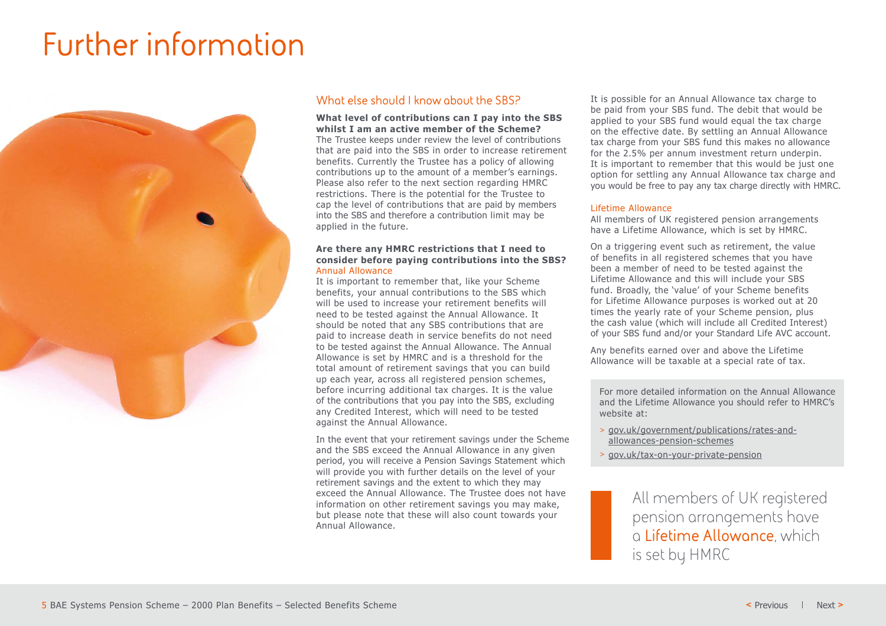// Page 5: SBS further information — contributions, Annual Allowance and Lifetime Allowance
# Further information

## What else should I know about the SBS?

**What level of contributions can I pay into the SBS whilst I am an active member of the Scheme?**

The Trustee keeps under review the level of contributions that are paid into the SBS in order to increase retirement benefits. Currently the Trustee has a policy of allowing contributions up to the amount of a member's earnings. Please also refer to the next section regarding HMRC restrictions. There is the potential for the Trustee to cap the level of contributions that are paid by members into the SBS and therefore a contribution limit may be applied in the future.

**Are there any HMRC restrictions that I need to consider before paying contributions into the SBS?**

### Annual Allowance

It is important to remember that, like your Scheme benefits, your annual contributions to the SBS which will be used to increase your retirement benefits will need to be tested against the Annual Allowance. It should be noted that any SBS contributions that are paid to increase death in service benefits do not need to be tested against the Annual Allowance. The Annual Allowance is set by HMRC and is a threshold for the total amount of retirement savings that you can build up each year, across all registered pension schemes, before incurring additional tax charges. It is the value of the contributions that you pay into the SBS, excluding any Credited Interest, which will need to be tested against the Annual Allowance.

In the event that your retirement savings under the Scheme and the SBS exceed the Annual Allowance in any given period, you will receive a Pension Savings Statement which will provide you with further details on the level of your retirement savings and the extent to which they may exceed the Annual Allowance. The Trustee does not have information on other retirement savings you may make, but please note that these will also count towards your Annual Allowance.

It is possible for an Annual Allowance tax charge to be paid from your SBS fund. The debit that would be applied to your SBS fund would equal the tax charge on the effective date. By settling an Annual Allowance tax charge from your SBS fund this makes no allowance for the 2.5% per annum investment return underpin. It is important to remember that this would be just one option for settling any Annual Allowance tax charge and you would be free to pay any tax charge directly with HMRC.

### Lifetime Allowance

All members of UK registered pension arrangements have a Lifetime Allowance, which is set by HMRC.

On a triggering event such as retirement, the value of benefits in all registered schemes that you have been a member of need to be tested against the Lifetime Allowance and this will include your SBS fund. Broadly, the 'value' of your Scheme benefits for Lifetime Allowance purposes is worked out at 20 times the yearly rate of your Scheme pension, plus the cash value (which will include all Credited Interest) of your SBS fund and/or your Standard Life AVC account.

Any benefits earned over and above the Lifetime Allowance will be taxable at a special rate of tax.

For more detailed information on the Annual Allowance and the Lifetime Allowance you should refer to HMRC's website at:

- gov.uk/government/publications/rates-and-allowances-pension-schemes
- gov.uk/tax-on-your-private-pension

> All members of UK registered pension arrangements have a **Lifetime Allowance**, which is set by HMRC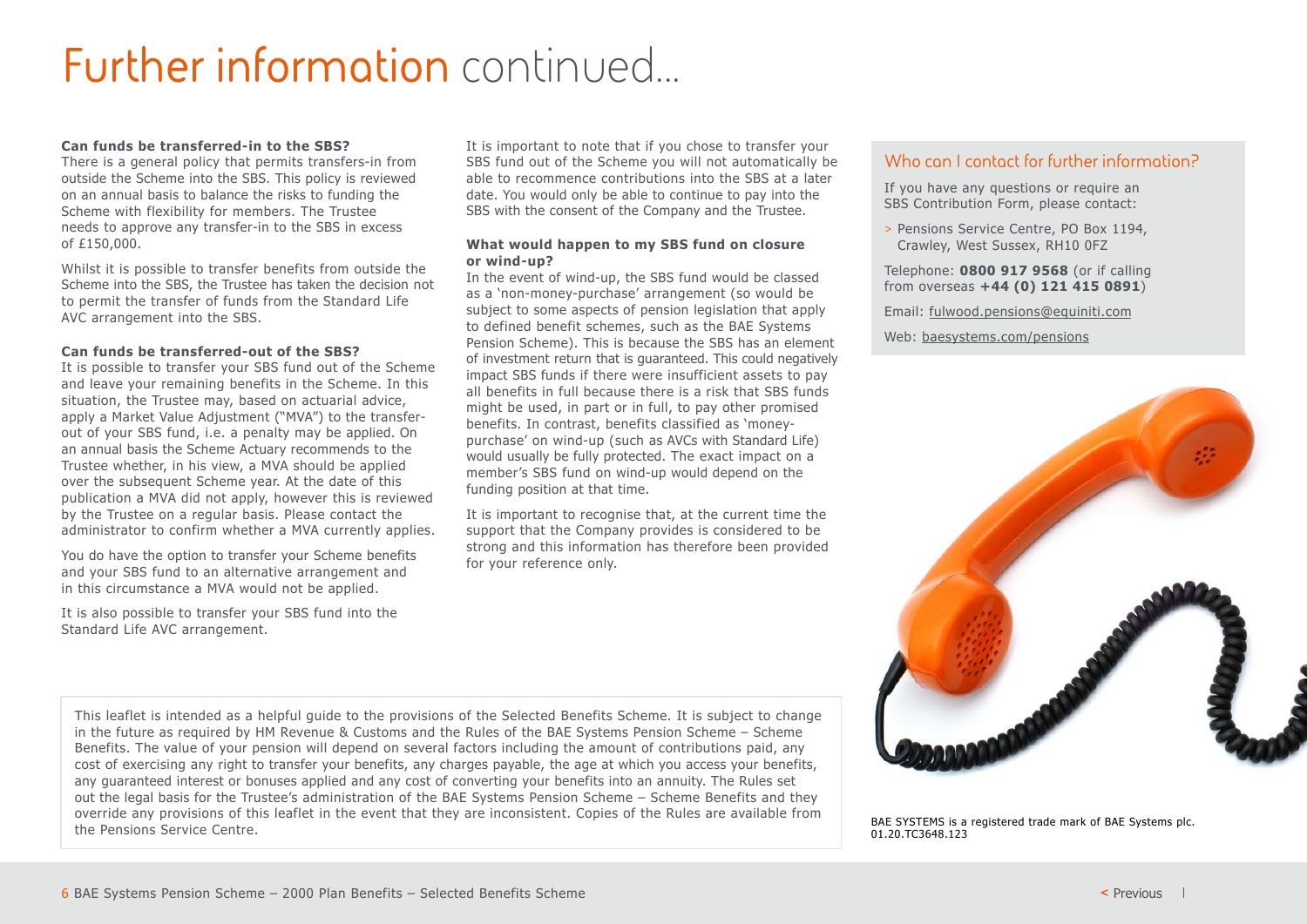# Further information continued...

**Can funds be transferred-in to the SBS?**

There is a general policy that permits transfers-in from outside the Scheme into the SBS. This policy is reviewed on an annual basis to balance the risks to funding the Scheme with flexibility for members. The Trustee needs to approve any transfer-in to the SBS in excess of £150,000.

Whilst it is possible to transfer benefits from outside the Scheme into the SBS, the Trustee has taken the decision not to permit the transfer of funds from the Standard Life AVC arrangement into the SBS.

**Can funds be transferred-out of the SBS?**

It is possible to transfer your SBS fund out of the Scheme and leave your remaining benefits in the Scheme. In this situation, the Trustee may, based on actuarial advice, apply a Market Value Adjustment ("MVA") to the transfer-out of your SBS fund, i.e. a penalty may be applied. On an annual basis the Scheme Actuary recommends to the Trustee whether, in his view, a MVA should be applied over the subsequent Scheme year. At the date of this publication a MVA did not apply, however this is reviewed by the Trustee on a regular basis. Please contact the administrator to confirm whether a MVA currently applies.

You do have the option to transfer your Scheme benefits and your SBS fund to an alternative arrangement and in this circumstance a MVA would not be applied.

It is also possible to transfer your SBS fund into the Standard Life AVC arrangement.

It is important to note that if you chose to transfer your SBS fund out of the Scheme you will not automatically be able to recommence contributions into the SBS at a later date. You would only be able to continue to pay into the SBS with the consent of the Company and the Trustee.

**What would happen to my SBS fund on closure or wind-up?**

In the event of wind-up, the SBS fund would be classed as a 'non-money-purchase' arrangement (so would be subject to some aspects of pension legislation that apply to defined benefit schemes, such as the BAE Systems Pension Scheme). This is because the SBS has an element of investment return that is guaranteed. This could negatively impact SBS funds if there were insufficient assets to pay all benefits in full because there is a risk that SBS funds might be used, in part or in full, to pay other promised benefits. In contrast, benefits classified as 'money-purchase' on wind-up (such as AVCs with Standard Life) would usually be fully protected. The exact impact on a member's SBS fund on wind-up would depend on the funding position at that time.

It is important to recognise that, at the current time the support that the Company provides is considered to be strong and this information has therefore been provided for your reference only.

## Who can I contact for further information?

If you have any questions or require an SBS Contribution Form, please contact:

> Pensions Service Centre, PO Box 1194, Crawley, West Sussex, RH10 0FZ

Telephone: **0800 917 9568** (or if calling from overseas **+44 (0) 121 415 0891**)

Email: fulwood.pensions@equiniti.com

Web: baesystems.com/pensions

This leaflet is intended as a helpful guide to the provisions of the Selected Benefits Scheme. It is subject to change in the future as required by HM Revenue & Customs and the Rules of the BAE Systems Pension Scheme – Scheme Benefits. The value of your pension will depend on several factors including the amount of contributions paid, any cost of exercising any right to transfer your benefits, any charges payable, the age at which you access your benefits, any guaranteed interest or bonuses applied and any cost of converting your benefits into an annuity. The Rules set out the legal basis for the Trustee's administration of the BAE Systems Pension Scheme – Scheme Benefits and they override any provisions of this leaflet in the event that they are inconsistent. Copies of the Rules are available from the Pensions Service Centre.

BAE SYSTEMS is a registered trade mark of BAE Systems plc.
01.20.TC3648.123